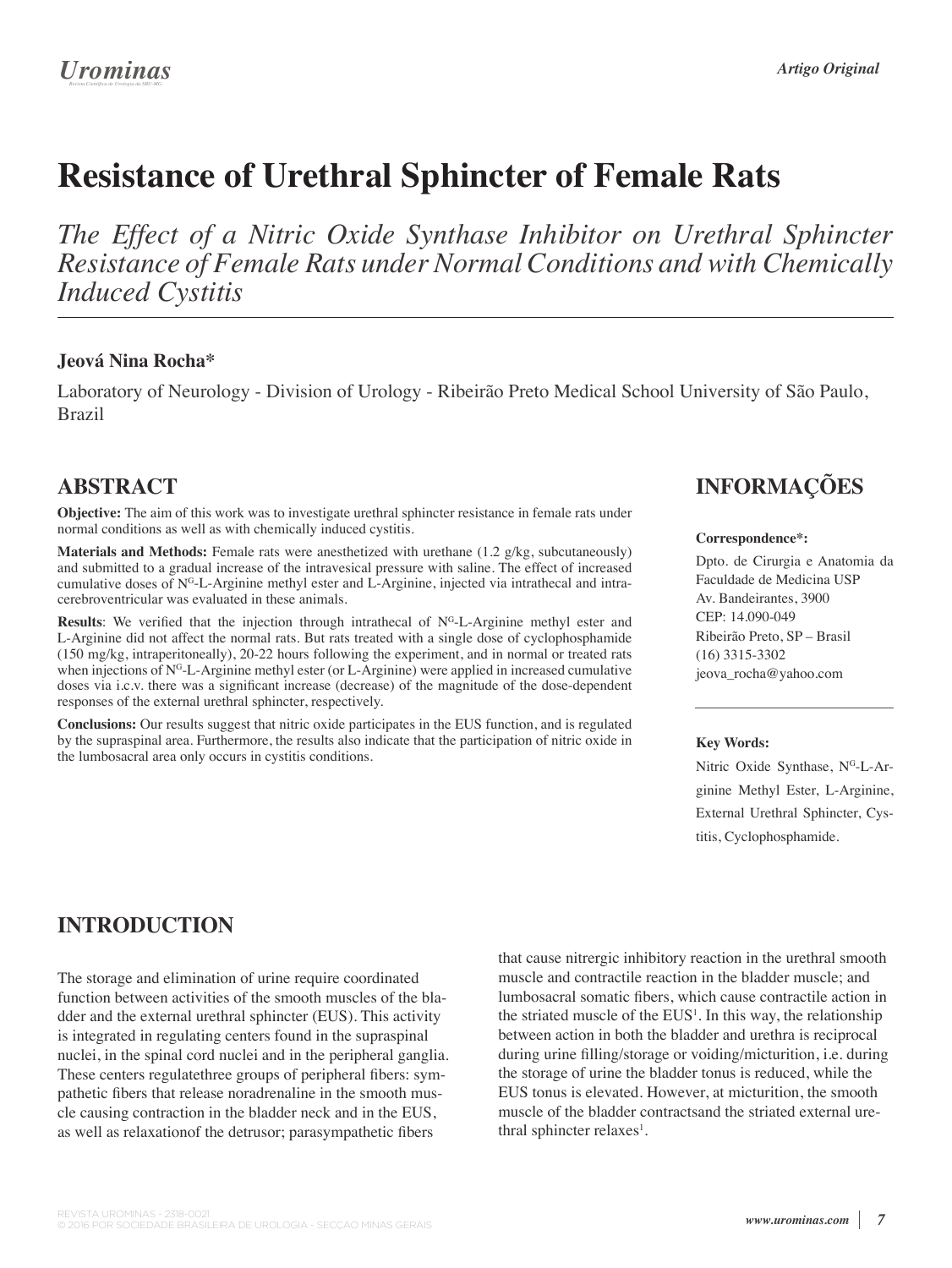# Resistance of Urethral Sphincter of Female Rats

*The Effect of a Nitric Oxide Synthase Inhibitor on Urethral Sphincter Resistance of Female Rats under Normal Conditions and with Chemically Induced Cystitis*

**Jeová Nina Rocha***

Laboratory of Neurology - Division of Urology - Ribeirão Preto Medical School University of São Paulo, Brazil

## ABSTRACT

**Objective:** The aim of this work was to investigate urethral sphincter resistance in female rats under normal conditions as well as with chemically induced cystitis.

**Materials and Methods:** Female rats were anesthetized with urethane (1.2 g/kg, subcutaneously) and submitted to a gradual increase of the intravesical pressure with saline. The effect of increased cumulative doses of $N^G$-L-Arginine methyl ester and L-Arginine, injected via intrathecal and intracerebroventricular was evaluated in these animals.

**Results**: We verified that the injection through intrathecal of $N^G$-L-Arginine methyl ester and L-Arginine did not affect the normal rats. But rats treated with a single dose of cyclophosphamide (150 mg/kg, intraperitoneally), 20-22 hours following the experiment, and in normal or treated rats when injections of $N^G$-L-Arginine methyl ester (or L-Arginine) were applied in increased cumulative doses via i.c.v. there was a significant increase (decrease) of the magnitude of the dose-dependent responses of the external urethral sphincter, respectively.

**Conclusions:** Our results suggest that nitric oxide participates in the EUS function, and is regulated by the supraspinal area. Furthermore, the results also indicate that the participation of nitric oxide in the lumbosacral area only occurs in cystitis conditions.

## INFORMAÇÕES

**Correspondence*:**

Dpto. de Cirurgia e Anatomia da Faculdade de Medicina USP
Av. Bandeirantes, 3900
CEP: 14.090-049
Ribeirão Preto, SP – Brasil
(16) 3315-3302
jeova_rocha@yahoo.com

**Key Words:**

Nitric Oxide Synthase, $N^G$-L-Arginine Methyl Ester, L-Arginine, External Urethral Sphincter, Cystitis, Cyclophosphamide.

## INTRODUCTION

The storage and elimination of urine require coordinated function between activities of the smooth muscles of the bladder and the external urethral sphincter (EUS). This activity is integrated in regulating centers found in the supraspinal nuclei, in the spinal cord nuclei and in the peripheral ganglia. These centers regulatethree groups of peripheral fibers: sympathetic fibers that release noradrenaline in the smooth muscle causing contraction in the bladder neck and in the EUS, as well as relaxationof the detrusor; parasympathetic fibers that cause nitrergic inhibitory reaction in the urethral smooth muscle and contractile reaction in the bladder muscle; and lumbosacral somatic fibers, which cause contractile action in the striated muscle of the EUS[1]. In this way, the relationship between action in both the bladder and urethra is reciprocal during urine filling/storage or voiding/micturition, i.e. during the storage of urine the bladder tonus is reduced, while the EUS tonus is elevated. However, at micturition, the smooth muscle of the bladder contractsand the striated external urethral sphincter relaxes[1].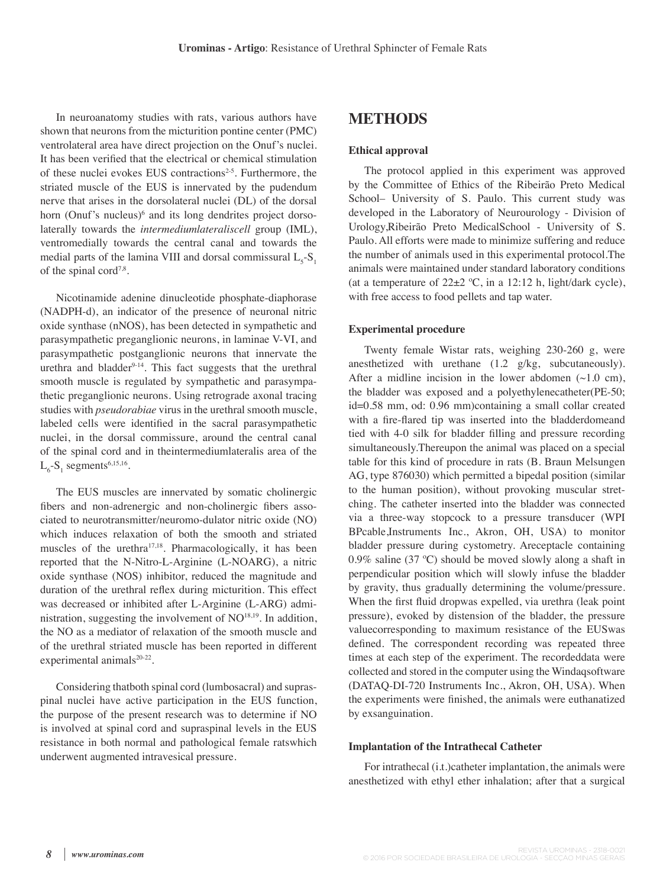In neuroanatomy studies with rats, various authors have shown that neurons from the micturition pontine center (PMC) ventrolateral area have direct projection on the Onuf's nuclei. It has been verified that the electrical or chemical stimulation of these nuclei evokes EUS contractions[2-5]. Furthermore, the striated muscle of the EUS is innervated by the pudendum nerve that arises in the dorsolateral nuclei (DL) of the dorsal horn (Onuf's nucleus)[6] and its long dendrites project dorsolaterally towards the *intermediumlateraliscell* group (IML), ventromedially towards the central canal and towards the medial parts of the lamina VIII and dorsal commissural $L_5$-$S_1$ of the spinal cord[7,8].

Nicotinamide adenine dinucleotide phosphate-diaphorase (NADPH-d), an indicator of the presence of neuronal nitric oxide synthase (nNOS), has been detected in sympathetic and parasympathetic preganglionic neurons, in laminae V-VI, and parasympathetic postganglionic neurons that innervate the urethra and bladder[9-14]. This fact suggests that the urethral smooth muscle is regulated by sympathetic and parasympathetic preganglionic neurons. Using retrograde axonal tracing studies with *pseudorabiae* virus in the urethral smooth muscle, labeled cells were identified in the sacral parasympathetic nuclei, in the dorsal commissure, around the central canal of the spinal cord and in theintermediumlateralis area of the $L_6$-$S_1$ segments[6,15,16].

The EUS muscles are innervated by somatic cholinergic fibers and non-adrenergic and non-cholinergic fibers associated to neurotransmitter/neuromo-dulator nitric oxide (NO) which induces relaxation of both the smooth and striated muscles of the urethra[17,18]. Pharmacologically, it has been reported that the N-Nitro-L-Arginine (L-NOARG), a nitric oxide synthase (NOS) inhibitor, reduced the magnitude and duration of the urethral reflex during micturition. This effect was decreased or inhibited after L-Arginine (L-ARG) administration, suggesting the involvement of NO[18,19]. In addition, the NO as a mediator of relaxation of the smooth muscle and of the urethral striated muscle has been reported in different experimental animals[20-22].

Considering thatboth spinal cord (lumbosacral) and supraspinal nuclei have active participation in the EUS function, the purpose of the present research was to determine if NO is involved at spinal cord and supraspinal levels in the EUS resistance in both normal and pathological female ratswhich underwent augmented intravesical pressure.

# METHODS

### Ethical approval

The protocol applied in this experiment was approved by the Committee of Ethics of the Ribeirão Preto Medical School– University of S. Paulo. This current study was developed in the Laboratory of Neurourology - Division of Urology,Ribeirão Preto MedicalSchool - University of S. Paulo. All efforts were made to minimize suffering and reduce the number of animals used in this experimental protocol.The animals were maintained under standard laboratory conditions (at a temperature of 22±2 ºC, in a 12:12 h, light/dark cycle), with free access to food pellets and tap water.

### Experimental procedure

Twenty female Wistar rats, weighing 230-260 g, were anesthetized with urethane (1.2 g/kg, subcutaneously). After a midline incision in the lower abdomen (~1.0 cm), the bladder was exposed and a polyethylenecatheter(PE-50; id=0.58 mm, od: 0.96 mm)containing a small collar created with a fire-flared tip was inserted into the bladderdomeand tied with 4-0 silk for bladder filling and pressure recording simultaneously.Thereupon the animal was placed on a special table for this kind of procedure in rats (B. Braun Melsungen AG, type 876030) which permitted a bipedal position (similar to the human position), without provoking muscular stretching. The catheter inserted into the bladder was connected via a three-way stopcock to a pressure transducer (WPI BPcable,Instruments Inc., Akron, OH, USA) to monitor bladder pressure during cystometry. Areceptacle containing 0.9% saline (37 ºC) should be moved slowly along a shaft in perpendicular position which will slowly infuse the bladder by gravity, thus gradually determining the volume/pressure. When the first fluid dropwas expelled, via urethra (leak point pressure), evoked by distension of the bladder, the pressure valuecorresponding to maximum resistance of the EUSwas defined. The correspondent recording was repeated three times at each step of the experiment. The recordeddata were collected and stored in the computer using the Windaqsoftware (DATAQ-DI-720 Instruments Inc., Akron, OH, USA). When the experiments were finished, the animals were euthanized by exsanguination.

### Implantation of the Intrathecal Catheter

For intrathecal (i.t.)catheter implantation, the animals were anesthetized with ethyl ether inhalation; after that a surgical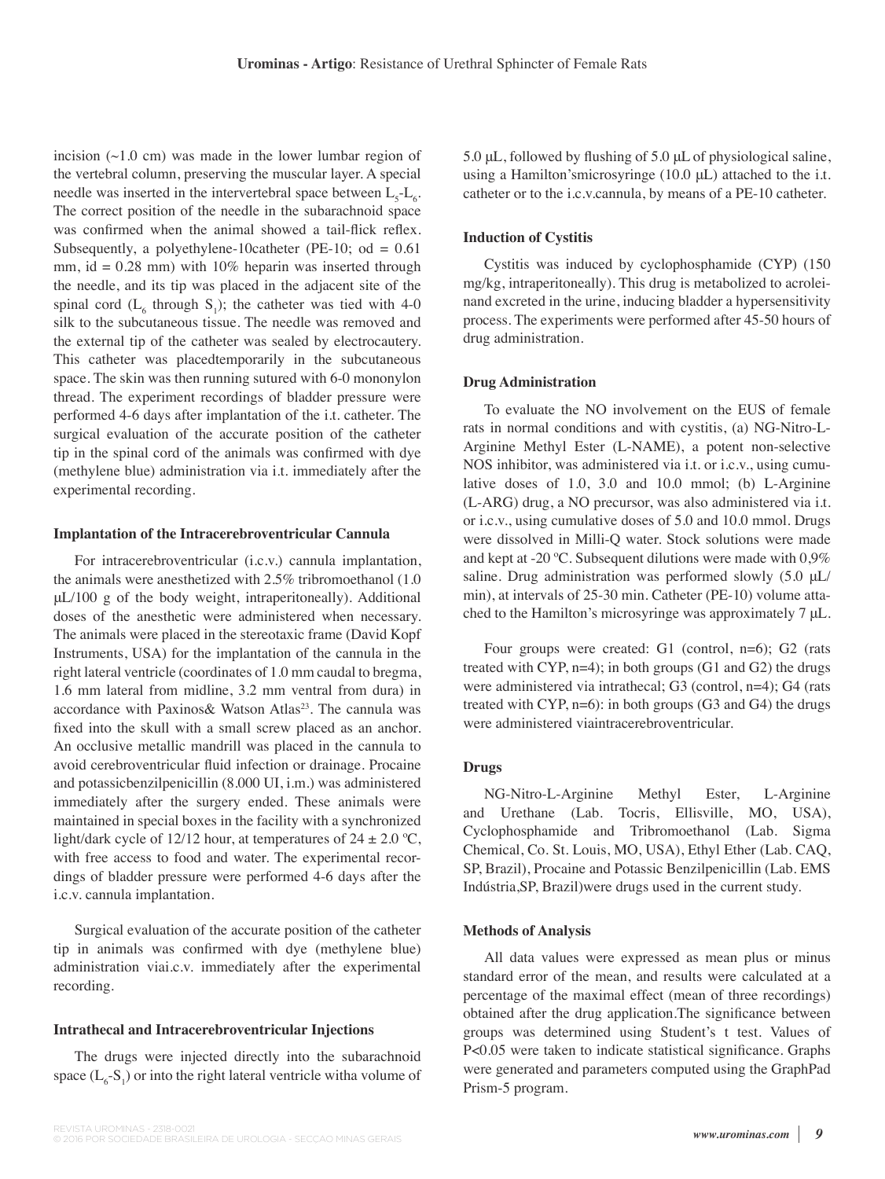incision (~1.0 cm) was made in the lower lumbar region of the vertebral column, preserving the muscular layer. A special needle was inserted in the intervertebral space between $L_5$-$L_6$. The correct position of the needle in the subarachnoid space was confirmed when the animal showed a tail-flick reflex. Subsequently, a polyethylene-10catheter (PE-10; od = 0.61 mm, id = 0.28 mm) with 10% heparin was inserted through the needle, and its tip was placed in the adjacent site of the spinal cord ($L_6$ through $S_1$); the catheter was tied with 4-0 silk to the subcutaneous tissue. The needle was removed and the external tip of the catheter was sealed by electrocautery. This catheter was placedtemporarily in the subcutaneous space. The skin was then running sutured with 6-0 mononylon thread. The experiment recordings of bladder pressure were performed 4-6 days after implantation of the i.t. catheter. The surgical evaluation of the accurate position of the catheter tip in the spinal cord of the animals was confirmed with dye (methylene blue) administration via i.t. immediately after the experimental recording.

#### Implantation of the Intracerebroventricular Cannula

For intracerebroventricular (i.c.v.) cannula implantation, the animals were anesthetized with 2.5% tribromoethanol (1.0 μL/100 g of the body weight, intraperitoneally). Additional doses of the anesthetic were administered when necessary. The animals were placed in the stereotaxic frame (David Kopf Instruments, USA) for the implantation of the cannula in the right lateral ventricle (coordinates of 1.0 mm caudal to bregma, 1.6 mm lateral from midline, 3.2 mm ventral from dura) in accordance with Paxinos& Watson Atlas[23]. The cannula was fixed into the skull with a small screw placed as an anchor. An occlusive metallic mandrill was placed in the cannula to avoid cerebroventricular fluid infection or drainage. Procaine and potassicbenzilpenicillin (8.000 UI, i.m.) was administered immediately after the surgery ended. These animals were maintained in special boxes in the facility with a synchronized light/dark cycle of 12/12 hour, at temperatures of 24 ± 2.0 ºC, with free access to food and water. The experimental recordings of bladder pressure were performed 4-6 days after the i.c.v. cannula implantation.

Surgical evaluation of the accurate position of the catheter tip in animals was confirmed with dye (methylene blue) administration viai.c.v. immediately after the experimental recording.

#### Intrathecal and Intracerebroventricular Injections

The drugs were injected directly into the subarachnoid space ($L_6$-$S_1$) or into the right lateral ventricle witha volume of 5.0 μL, followed by flushing of 5.0 μL of physiological saline, using a Hamilton'smicrosyringe (10.0 μL) attached to the i.t. catheter or to the i.c.v.cannula, by means of a PE-10 catheter.

#### Induction of Cystitis

Cystitis was induced by cyclophosphamide (CYP) (150 mg/kg, intraperitoneally). This drug is metabolized to acroleinand excreted in the urine, inducing bladder a hypersensitivity process. The experiments were performed after 45-50 hours of drug administration.

#### Drug Administration

To evaluate the NO involvement on the EUS of female rats in normal conditions and with cystitis, (a) NG-Nitro-L-Arginine Methyl Ester (L-NAME), a potent non-selective NOS inhibitor, was administered via i.t. or i.c.v., using cumulative doses of 1.0, 3.0 and 10.0 mmol; (b) L-Arginine (L-ARG) drug, a NO precursor, was also administered via i.t. or i.c.v., using cumulative doses of 5.0 and 10.0 mmol. Drugs were dissolved in Milli-Q water. Stock solutions were made and kept at -20 ºC. Subsequent dilutions were made with 0,9% saline. Drug administration was performed slowly (5.0 μL/min), at intervals of 25-30 min. Catheter (PE-10) volume attached to the Hamilton's microsyringe was approximately 7 μL.

Four groups were created: G1 (control, n=6); G2 (rats treated with CYP, n=4); in both groups (G1 and G2) the drugs were administered via intrathecal; G3 (control, n=4); G4 (rats treated with CYP, n=6): in both groups (G3 and G4) the drugs were administered viaintracerebroventricular.

#### Drugs

NG-Nitro-L-Arginine Methyl Ester, L-Arginine and Urethane (Lab. Tocris, Ellisville, MO, USA), Cyclophosphamide and Tribromoethanol (Lab. Sigma Chemical, Co. St. Louis, MO, USA), Ethyl Ether (Lab. CAQ, SP, Brazil), Procaine and Potassic Benzilpenicillin (Lab. EMS Indústria,SP, Brazil)were drugs used in the current study.

#### Methods of Analysis

All data values were expressed as mean plus or minus standard error of the mean, and results were calculated at a percentage of the maximal effect (mean of three recordings) obtained after the drug application.The significance between groups was determined using Student's t test. Values of $P<0.05$ were taken to indicate statistical significance. Graphs were generated and parameters computed using the GraphPad Prism-5 program.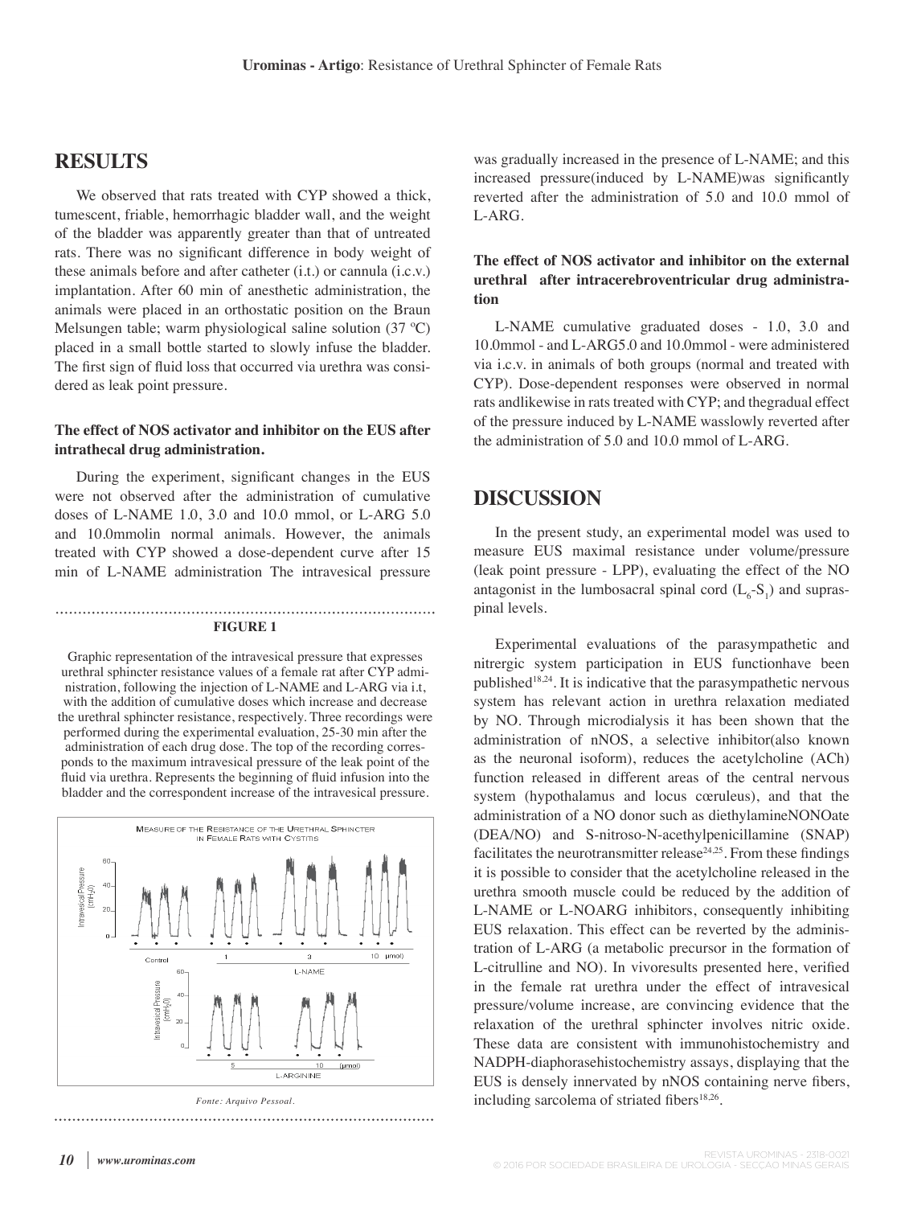## RESULTS

We observed that rats treated with CYP showed a thick, tumescent, friable, hemorrhagic bladder wall, and the weight of the bladder was apparently greater than that of untreated rats. There was no significant difference in body weight of these animals before and after catheter (i.t.) or cannula (i.c.v.) implantation. After 60 min of anesthetic administration, the animals were placed in an orthostatic position on the Braun Melsungen table; warm physiological saline solution (37 ºC) placed in a small bottle started to slowly infuse the bladder. The first sign of fluid loss that occurred via urethra was considered as leak point pressure.

### The effect of NOS activator and inhibitor on the EUS after intrathecal drug administration.

During the experiment, significant changes in the EUS were not observed after the administration of cumulative doses of L-NAME 1.0, 3.0 and 10.0 mmol, or L-ARG 5.0 and 10.0mmolin normal animals. However, the animals treated with CYP showed a dose-dependent curve after 15 min of L-NAME administration The intravesical pressure was gradually increased in the presence of L-NAME; and this increased pressure(induced by L-NAME)was significantly reverted after the administration of 5.0 and 10.0 mmol of L-ARG.

**FIGURE 1**

Graphic representation of the intravesical pressure that expresses urethral sphincter resistance values of a female rat after CYP administration, following the injection of L-NAME and L-ARG via i.t, with the addition of cumulative doses which increase and decrease the urethral sphincter resistance, respectively. Three recordings were performed during the experimental evaluation, 25-30 min after the administration of each drug dose. The top of the recording corresponds to the maximum intravesical pressure of the leak point of the fluid via urethra. Represents the beginning of fluid infusion into the bladder and the correspondent increase of the intravesical pressure.

MEASURE OF THE RESISTANCE OF THE URETHRAL SPHINCTER IN FEMALE RATS WITH CYSTITIS

Intravesical Pressure (cmH₂0)

60
40
20
0

Control
1
3
10 µmol)
L-NAME

Intravesical Pressure (cmH₂0)

60
40
20
0

5
10
(µmol)
L-ARGININE

*Fonte: Arquivo Pessoal.*

### The effect of NOS activator and inhibitor on the external urethral after intracerebroventricular drug administration

L-NAME cumulative graduated doses - 1.0, 3.0 and 10.0mmol - and L-ARG5.0 and 10.0mmol - were administered via i.c.v. in animals of both groups (normal and treated with CYP). Dose-dependent responses were observed in normal rats andlikewise in rats treated with CYP; and thegradual effect of the pressure induced by L-NAME wasslowly reverted after the administration of 5.0 and 10.0 mmol of L-ARG.

## DISCUSSION

In the present study, an experimental model was used to measure EUS maximal resistance under volume/pressure (leak point pressure - LPP), evaluating the effect of the NO antagonist in the lumbosacral spinal cord ($L_6$-$S_1$) and supraspinal levels.

Experimental evaluations of the parasympathetic and nitrergic system participation in EUS functionhave been published[18,24]. It is indicative that the parasympathetic nervous system has relevant action in urethra relaxation mediated by NO. Through microdialysis it has been shown that the administration of nNOS, a selective inhibitor(also known as the neuronal isoform), reduces the acetylcholine (ACh) function released in different areas of the central nervous system (hypothalamus and locus cœruleus), and that the administration of a NO donor such as diethylamineNONOate (DEA/NO) and S-nitroso-N-acethylpenicillamine (SNAP) facilitates the neurotransmitter release[24,25]. From these findings it is possible to consider that the acetylcholine released in the urethra smooth muscle could be reduced by the addition of L-NAME or L-NOARG inhibitors, consequently inhibiting EUS relaxation. This effect can be reverted by the administration of L-ARG (a metabolic precursor in the formation of L-citrulline and NO). In vivoresults presented here, verified in the female rat urethra under the effect of intravesical pressure/volume increase, are convincing evidence that the relaxation of the urethral sphincter involves nitric oxide. These data are consistent with immunohistochemistry and NADPH-diaphorasehistochemistry assays, displaying that the EUS is densely innervated by nNOS containing nerve fibers, including sarcolema of striated fibers[18,26].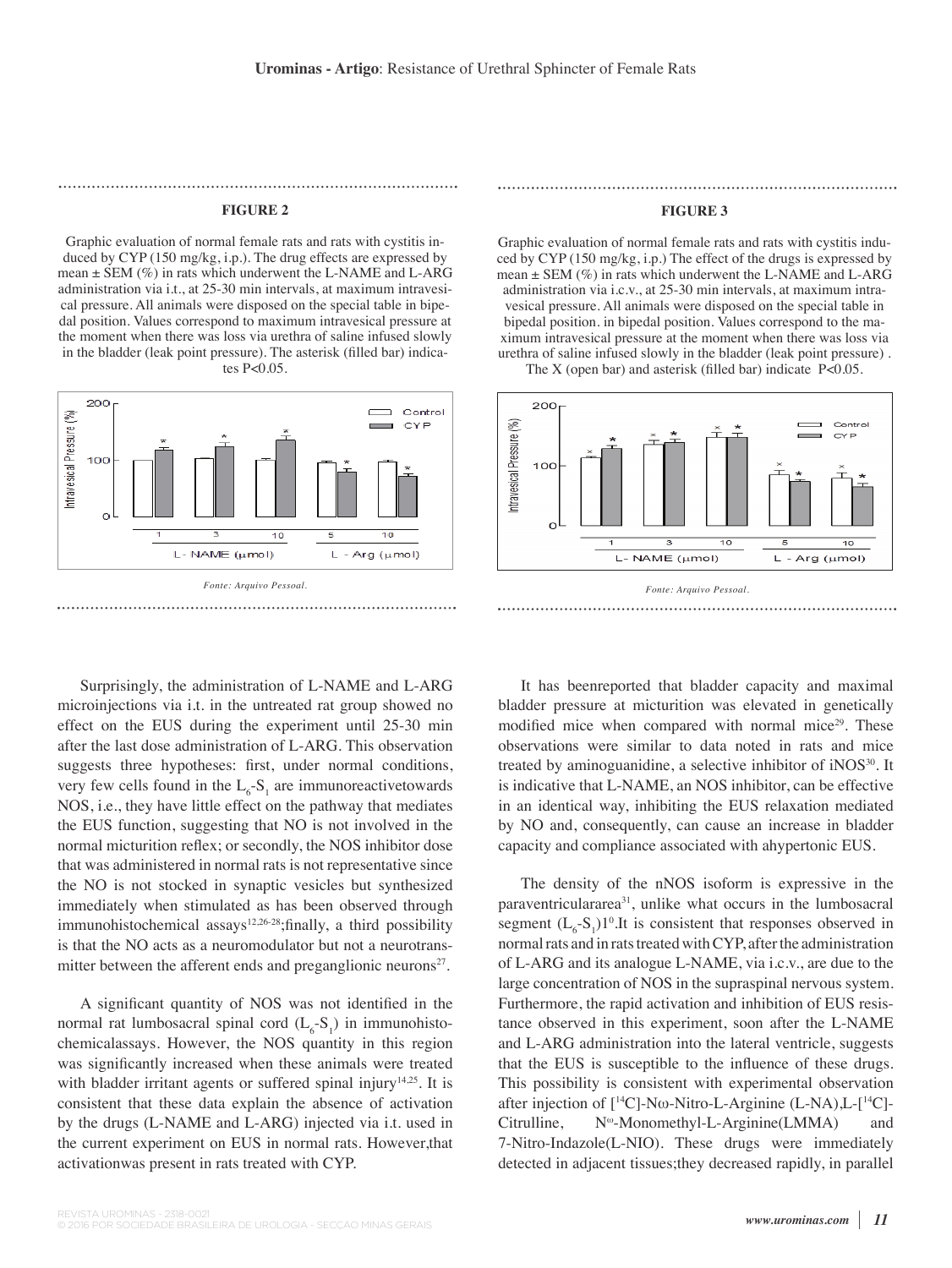**FIGURE 2**

Graphic evaluation of normal female rats and rats with cystitis induced by CYP (150 mg/kg, i.p.). The drug effects are expressed by mean ± SEM (%) in rats which underwent the L-NAME and L-ARG administration via i.t., at 25-30 min intervals, at maximum intravesical pressure. All animals were disposed on the special table in bipedal position. Values correspond to maximum intravesical pressure at the moment when there was loss via urethra of saline infused slowly in the bladder (leak point pressure). The asterisk (filled bar) indicates P<0.05.

Intravesical Pressure (%)
200
100
0
Control
CYP
1
3
10
5
10
L- NAME (μmol)
L - Arg (μmol)

*Fonte: Arquivo Pessoal.*

**FIGURE 3**

Graphic evaluation of normal female rats and rats with cystitis induced by CYP (150 mg/kg, i.p.) The effect of the drugs is expressed by mean ± SEM (%) in rats which underwent the L-NAME and L-ARG administration via i.c.v., at 25-30 min intervals, at maximum intravesical pressure. All animals were disposed on the special table in bipedal position. in bipedal position. Values correspond to the maximum intravesical pressure at the moment when there was loss via urethra of saline infused slowly in the bladder (leak point pressure) . The X (open bar) and asterisk (filled bar) indicate P<0.05.

Intravesical Pressure (%)
200
100
0
Control
CYP
1
3
10
5
10
L- NAME (μmol)
L - Arg (μmol)

*Fonte: Arquivo Pessoal.*

Surprisingly, the administration of L-NAME and L-ARG microinjections via i.t. in the untreated rat group showed no effect on the EUS during the experiment until 25-30 min after the last dose administration of L-ARG. This observation suggests three hypotheses: first, under normal conditions, very few cells found in the $L_6$-$S_1$ are immunoreactivetowards NOS, i.e., they have little effect on the pathway that mediates the EUS function, suggesting that NO is not involved in the normal micturition reflex; or secondly, the NOS inhibitor dose that was administered in normal rats is not representative since the NO is not stocked in synaptic vesicles but synthesized immediately when stimulated as has been observed through immunohistochemical assays[12,26-28];finally, a third possibility is that the NO acts as a neuromodulator but not a neurotransmitter between the afferent ends and preganglionic neurons[27].

A significant quantity of NOS was not identified in the normal rat lumbosacral spinal cord ($L_6$-$S_1$) in immunohistochemicalassays. However, the NOS quantity in this region was significantly increased when these animals were treated with bladder irritant agents or suffered spinal injury[14,25]. It is consistent that these data explain the absence of activation by the drugs (L-NAME and L-ARG) injected via i.t. used in the current experiment on EUS in normal rats. However,that activationwas present in rats treated with CYP.

It has beenreported that bladder capacity and maximal bladder pressure at micturition was elevated in genetically modified mice when compared with normal mice[29]. These observations were similar to data noted in rats and mice treated by aminoguanidine, a selective inhibitor of iNOS[30]. It is indicative that L-NAME, an NOS inhibitor, can be effective in an identical way, inhibiting the EUS relaxation mediated by NO and, consequently, can cause an increase in bladder capacity and compliance associated with ahypertonic EUS.

The density of the nNOS isoform is expressive in the paraventriculararea[31], unlike what occurs in the lumbosacral segment ($L_6$-$S_1$)1[0].It is consistent that responses observed in normal rats and in rats treated with CYP, after the administration of L-ARG and its analogue L-NAME, via i.c.v., are due to the large concentration of NOS in the supraspinal nervous system. Furthermore, the rapid activation and inhibition of EUS resistance observed in this experiment, soon after the L-NAME and L-ARG administration into the lateral ventricle, suggests that the EUS is susceptible to the influence of these drugs. This possibility is consistent with experimental observation after injection of [$^{14}$C]-Nω-Nitro-L-Arginine (L-NA),L-[$^{14}$C]-Citrulline, $N^{\omega}$-Monomethyl-L-Arginine(LMMA) and 7-Nitro-Indazole(L-NIO). These drugs were immediately detected in adjacent tissues;they decreased rapidly, in parallel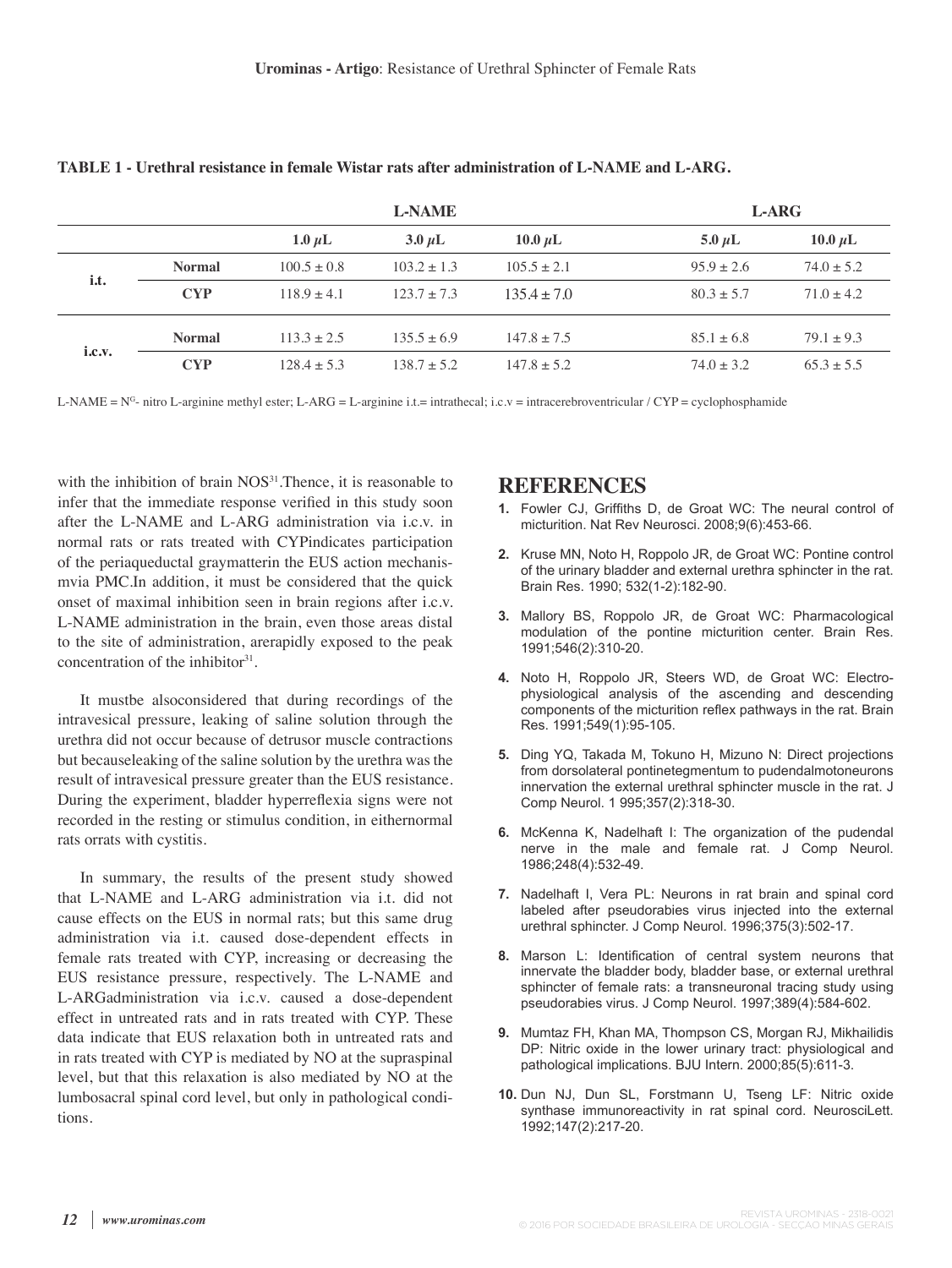**TABLE 1 - Urethral resistance in female Wistar rats after administration of L-NAME and L-ARG.**

| | | L-NAME | | | L-ARG | |
|---|---|---|---|---|---|---|
| | | 1.0 $\mu$L | 3.0 $\mu$L | 10.0 $\mu$L | 5.0 $\mu$L | 10.0 $\mu$L |
| i.t. | Normal | 100.5 ± 0.8 | 103.2 ± 1.3 | 105.5 ± 2.1 | 95.9 ± 2.6 | 74.0 ± 5.2 |
| | CYP | 118.9 ± 4.1 | 123.7 ± 7.3 | 135.4 ± 7.0 | 80.3 ± 5.7 | 71.0 ± 4.2 |
| i.c.v. | Normal | 113.3 ± 2.5 | 135.5 ± 6.9 | 147.8 ± 7.5 | 85.1 ± 6.8 | 79.1 ± 9.3 |
| | CYP | 128.4 ± 5.3 | 138.7 ± 5.2 | 147.8 ± 5.2 | 74.0 ± 3.2 | 65.3 ± 5.5 |

L-NAME = N$^{G}$- nitro L-arginine methyl ester; L-ARG = L-arginine i.t.= intrathecal; i.c.v = intracerebroventricular / CYP = cyclophosphamide

with the inhibition of brain NOS[31].Thence, it is reasonable to infer that the immediate response verified in this study soon after the L-NAME and L-ARG administration via i.c.v. in normal rats or rats treated with CYPindicates participation of the periaqueductal graymatterin the EUS action mechanismvia PMC.In addition, it must be considered that the quick onset of maximal inhibition seen in brain regions after i.c.v. L-NAME administration in the brain, even those areas distal to the site of administration, arerapidly exposed to the peak concentration of the inhibitor[31].

It mustbe alsoconsidered that during recordings of the intravesical pressure, leaking of saline solution through the urethra did not occur because of detrusor muscle contractions but becauseleaking of the saline solution by the urethra was the result of intravesical pressure greater than the EUS resistance. During the experiment, bladder hyperreflexia signs were not recorded in the resting or stimulus condition, in eithernormal rats orrats with cystitis.

In summary, the results of the present study showed that L-NAME and L-ARG administration via i.t. did not cause effects on the EUS in normal rats; but this same drug administration via i.t. caused dose-dependent effects in female rats treated with CYP, increasing or decreasing the EUS resistance pressure, respectively. The L-NAME and L-ARGadministration via i.c.v. caused a dose-dependent effect in untreated rats and in rats treated with CYP. These data indicate that EUS relaxation both in untreated rats and in rats treated with CYP is mediated by NO at the supraspinal level, but that this relaxation is also mediated by NO at the lumbosacral spinal cord level, but only in pathological conditions.

## REFERENCES

1. Fowler CJ, Griffiths D, de Groat WC: The neural control of micturition. Nat Rev Neurosci. 2008;9(6):453-66.
2. Kruse MN, Noto H, Roppolo JR, de Groat WC: Pontine control of the urinary bladder and external urethra sphincter in the rat. Brain Res. 1990; 532(1-2):182-90.
3. Mallory BS, Roppolo JR, de Groat WC: Pharmacological modulation of the pontine micturition center. Brain Res. 1991;546(2):310-20.
4. Noto H, Roppolo JR, Steers WD, de Groat WC: Electrophysiological analysis of the ascending and descending components of the micturition reflex pathways in the rat. Brain Res. 1991;549(1):95-105.
5. Ding YQ, Takada M, Tokuno H, Mizuno N: Direct projections from dorsolateral pontinetegmentum to pudendalmotoneurons innervation the external urethral sphincter muscle in the rat. J Comp Neurol. 1 995;357(2):318-30.
6. McKenna K, Nadelhaft I: The organization of the pudendal nerve in the male and female rat. J Comp Neurol. 1986;248(4):532-49.
7. Nadelhaft I, Vera PL: Neurons in rat brain and spinal cord labeled after pseudorabies virus injected into the external urethral sphincter. J Comp Neurol. 1996;375(3):502-17.
8. Marson L: Identification of central system neurons that innervate the bladder body, bladder base, or external urethral sphincter of female rats: a transneuronal tracing study using pseudorabies virus. J Comp Neurol. 1997;389(4):584-602.
9. Mumtaz FH, Khan MA, Thompson CS, Morgan RJ, Mikhailidis DP: Nitric oxide in the lower urinary tract: physiological and pathological implications. BJU Intern. 2000;85(5):611-3.
10. Dun NJ, Dun SL, Forstmann U, Tseng LF: Nitric oxide synthase immunoreactivity in rat spinal cord. NeurosciLett. 1992;147(2):217-20.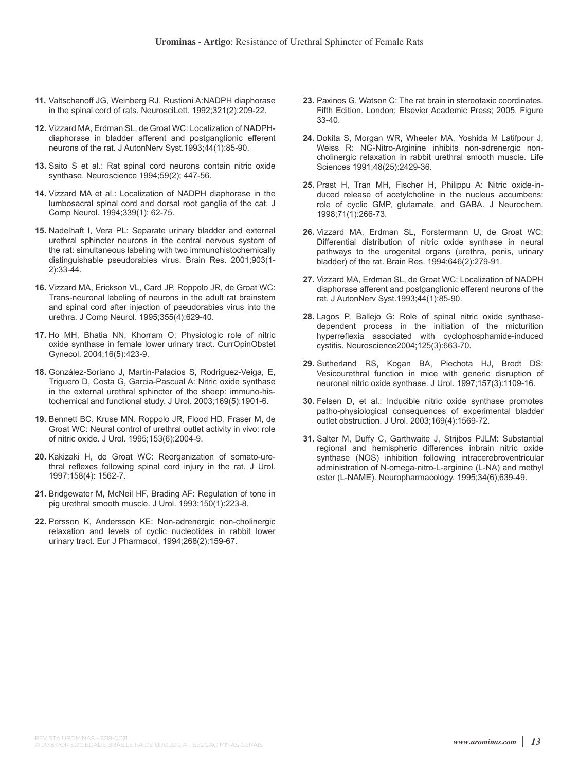11. Valtschanoff JG, Weinberg RJ, Rustioni A:NADPH diaphorase in the spinal cord of rats. NeurosciLett. 1992;321(2):209-22.

12. Vizzard MA, Erdman SL, de Groat WC: Localization of NADPH-diaphorase in bladder afferent and postganglionic efferent neurons of the rat. J AutonNerv Syst.1993;44(1):85-90.

13. Saito S et al.: Rat spinal cord neurons contain nitric oxide synthase. Neuroscience 1994;59(2); 447-56.

14. Vizzard MA et al.: Localization of NADPH diaphorase in the lumbosacral spinal cord and dorsal root ganglia of the cat. J Comp Neurol. 1994;339(1): 62-75.

15. Nadelhaft I, Vera PL: Separate urinary bladder and external urethral sphincter neurons in the central nervous system of the rat: simultaneous labeling with two immunohistochemically distinguishable pseudorabies virus. Brain Res. 2001;903(1-2):33-44.

16. Vizzard MA, Erickson VL, Card JP, Roppolo JR, de Groat WC: Trans-neuronal labeling of neurons in the adult rat brainstem and spinal cord after injection of pseudorabies virus into the urethra. J Comp Neurol. 1995;355(4):629-40.

17. Ho MH, Bhatia NN, Khorram O: Physiologic role of nitric oxide synthase in female lower urinary tract. CurrOpinObstet Gynecol. 2004;16(5):423-9.

18. González-Soriano J, Martin-Palacios S, Rodriguez-Veiga, E, Triguero D, Costa G, Garcia-Pascual A: Nitric oxide synthase in the external urethral sphincter of the sheep: immuno-histochemical and functional study. J Urol. 2003;169(5):1901-6.

19. Bennett BC, Kruse MN, Roppolo JR, Flood HD, Fraser M, de Groat WC: Neural control of urethral outlet activity in vivo: role of nitric oxide. J Urol. 1995;153(6):2004-9.

20. Kakizaki H, de Groat WC: Reorganization of somato-urethral reflexes following spinal cord injury in the rat. J Urol. 1997;158(4): 1562-7.

21. Bridgewater M, McNeil HF, Brading AF: Regulation of tone in pig urethral smooth muscle. J Urol. 1993;150(1):223-8.

22. Persson K, Andersson KE: Non-adrenergic non-cholinergic relaxation and levels of cyclic nucleotides in rabbit lower urinary tract. Eur J Pharmacol. 1994;268(2):159-67.

23. Paxinos G, Watson C: The rat brain in stereotaxic coordinates. Fifth Edition. London; Elsevier Academic Press; 2005. Figure 33-40.

24. Dokita S, Morgan WR, Wheeler MA, Yoshida M Latifpour J, Weiss R: NG-Nitro-Arginine inhibits non-adrenergic non-cholinergic relaxation in rabbit urethral smooth muscle. Life Sciences 1991;48(25):2429-36.

25. Prast H, Tran MH, Fischer H, Philippu A: Nitric oxide-induced release of acetylcholine in the nucleus accumbens: role of cyclic GMP, glutamate, and GABA. J Neurochem. 1998;71(1):266-73.

26. Vizzard MA, Erdman SL, Forstermann U, de Groat WC: Differential distribution of nitric oxide synthase in neural pathways to the urogenital organs (urethra, penis, urinary bladder) of the rat. Brain Res. 1994;646(2):279-91.

27. Vizzard MA, Erdman SL, de Groat WC: Localization of NADPH diaphorase afferent and postganglionic efferent neurons of the rat. J AutonNerv Syst.1993;44(1):85-90.

28. Lagos P, Ballejo G: Role of spinal nitric oxide synthase-dependent process in the initiation of the micturition hyperreflexia associated with cyclophosphamide-induced cystitis. Neuroscience2004;125(3):663-70.

29. Sutherland RS, Kogan BA, Piechota HJ, Bredt DS: Vesicourethral function in mice with generic disruption of neuronal nitric oxide synthase. J Urol. 1997;157(3):1109-16.

30. Felsen D, et al.: Inducible nitric oxide synthase promotes patho-physiological consequences of experimental bladder outlet obstruction. J Urol. 2003;169(4):1569-72.

31. Salter M, Duffy C, Garthwaite J, Strijbos PJLM: Substantial regional and hemispheric differences inbrain nitric oxide synthase (NOS) inhibition following intracerebroventricular administration of N-omega-nitro-L-arginine (L-NA) and methyl ester (L-NAME). Neuropharmacology. 1995;34(6);639-49.